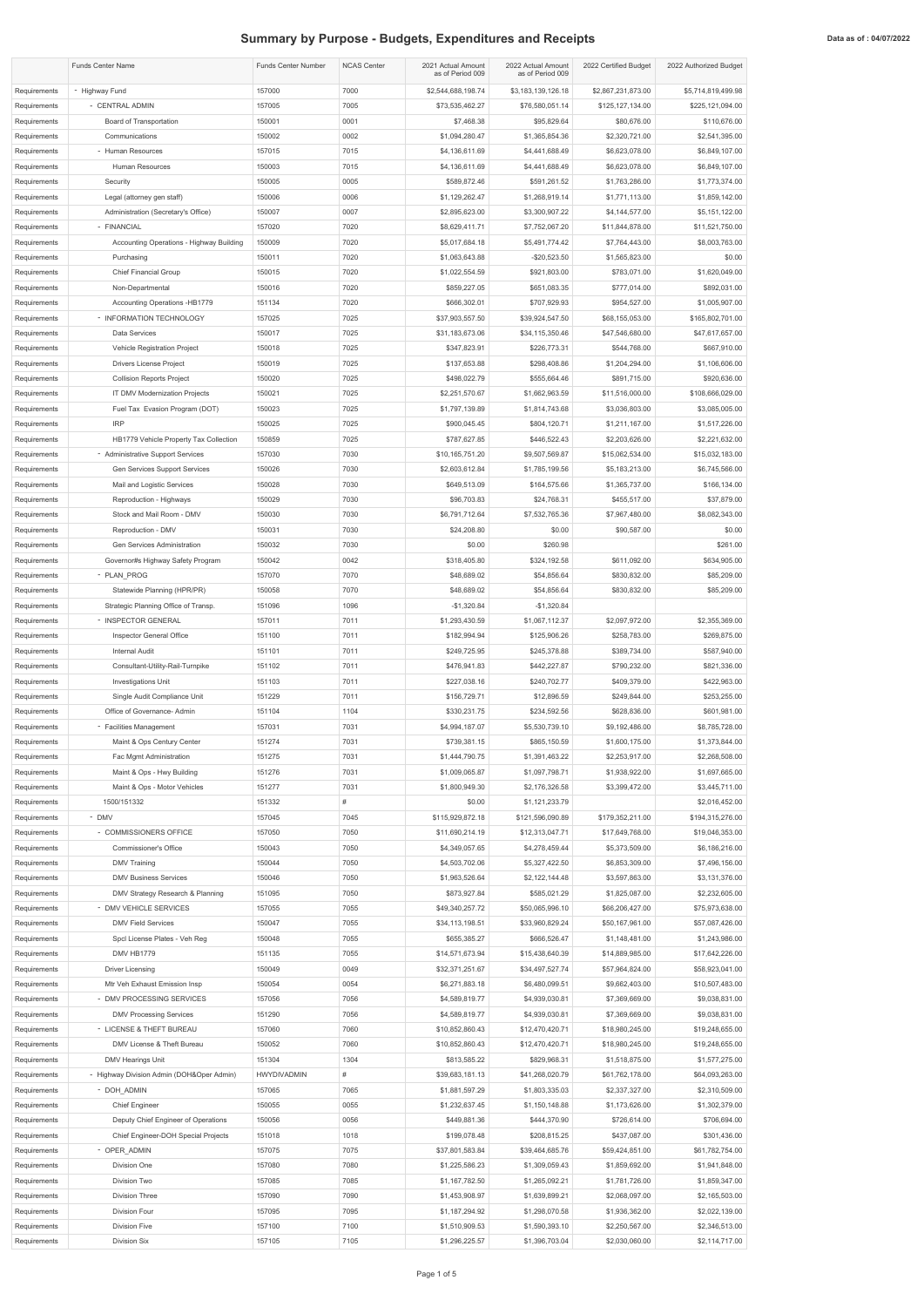# Summary by Purpose - Budgets, Expenditures and Receipts

Data as of : 04/07/2022

| | Funds Center Name | Funds Center Number | NCAS Center | 2021 Actual Amount as of Period 009 | 2022 Actual Amount as of Period 009 | 2022 Certified Budget | 2022 Authorized Budget |
|---|---|---|---|---|---|---|---|
| Requirements | - Highway Fund | 157000 | 7000 | $2,544,688,198.74 | $3,183,139,126.18 | $2,867,231,873.00 | $5,714,819,499.98 |
| Requirements | - CENTRAL ADMIN | 157005 | 7005 | $73,535,462.27 | $76,580,051.14 | $125,127,134.00 | $225,121,094.00 |
| Requirements | Board of Transportation | 150001 | 0001 | $7,468.38 | $95,829.64 | $80,676.00 | $110,676.00 |
| Requirements | Communications | 150002 | 0002 | $1,094,280.47 | $1,365,854.36 | $2,320,721.00 | $2,541,395.00 |
| Requirements | - Human Resources | 157015 | 7015 | $4,136,611.69 | $4,441,688.49 | $6,623,078.00 | $6,849,107.00 |
| Requirements | Human Resources | 150003 | 7015 | $4,136,611.69 | $4,441,688.49 | $6,623,078.00 | $6,849,107.00 |
| Requirements | Security | 150005 | 0005 | $589,872.46 | $591,261.52 | $1,763,286.00 | $1,773,374.00 |
| Requirements | Legal (attorney gen staff) | 150006 | 0006 | $1,129,262.47 | $1,268,919.14 | $1,771,113.00 | $1,859,142.00 |
| Requirements | Administration (Secretary's Office) | 150007 | 0007 | $2,895,623.00 | $3,300,907.22 | $4,144,577.00 | $5,151,122.00 |
| Requirements | - FINANCIAL | 157020 | 7020 | $8,629,411.71 | $7,752,067.20 | $11,844,878.00 | $11,521,750.00 |
| Requirements | Accounting Operations - Highway Building | 150009 | 7020 | $5,017,684.18 | $5,491,774.42 | $7,764,443.00 | $8,003,763.00 |
| Requirements | Purchasing | 150011 | 7020 | $1,063,643.88 | -$20,523.50 | $1,565,823.00 | $0.00 |
| Requirements | Chief Financial Group | 150015 | 7020 | $1,022,554.59 | $921,803.00 | $783,071.00 | $1,620,049.00 |
| Requirements | Non-Departmental | 150016 | 7020 | $859,227.05 | $651,083.35 | $777,014.00 | $892,031.00 |
| Requirements | Accounting Operations -HB1779 | 151134 | 7020 | $666,302.01 | $707,929.93 | $954,527.00 | $1,005,907.00 |
| Requirements | - INFORMATION TECHNOLOGY | 157025 | 7025 | $37,903,557.50 | $39,924,547.50 | $68,155,053.00 | $165,802,701.00 |
| Requirements | Data Services | 150017 | 7025 | $31,183,673.06 | $34,115,350.46 | $47,546,680.00 | $47,617,657.00 |
| Requirements | Vehicle Registration Project | 150018 | 7025 | $347,823.91 | $226,773.31 | $544,768.00 | $667,910.00 |
| Requirements | Drivers License Project | 150019 | 7025 | $137,653.88 | $298,408.86 | $1,204,294.00 | $1,106,606.00 |
| Requirements | Collision Reports Project | 150020 | 7025 | $498,022.79 | $555,664.46 | $891,715.00 | $920,636.00 |
| Requirements | IT DMV Modernization Projects | 150021 | 7025 | $2,251,570.67 | $1,662,963.59 | $11,516,000.00 | $108,666,029.00 |
| Requirements | Fuel Tax Evasion Program (DOT) | 150023 | 7025 | $1,797,139.89 | $1,814,743.68 | $3,036,803.00 | $3,085,005.00 |
| Requirements | IRP | 150025 | 7025 | $900,045.45 | $804,120.71 | $1,211,167.00 | $1,517,226.00 |
| Requirements | HB1779 Vehicle Property Tax Collection | 150859 | 7025 | $787,627.85 | $446,522.43 | $2,203,626.00 | $2,221,632.00 |
| Requirements | - Administrative Support Services | 157030 | 7030 | $10,165,751.20 | $9,507,569.87 | $15,062,534.00 | $15,032,183.00 |
| Requirements | Gen Services Support Services | 150026 | 7030 | $2,603,612.84 | $1,785,199.56 | $5,183,213.00 | $6,745,566.00 |
| Requirements | Mail and Logistic Services | 150028 | 7030 | $649,513.09 | $164,575.66 | $1,365,737.00 | $166,134.00 |
| Requirements | Reproduction - Highways | 150029 | 7030 | $96,703.83 | $24,768.31 | $455,517.00 | $37,879.00 |
| Requirements | Stock and Mail Room - DMV | 150030 | 7030 | $6,791,712.64 | $7,532,765.36 | $7,967,480.00 | $8,082,343.00 |
| Requirements | Reproduction - DMV | 150031 | 7030 | $24,208.80 | $0.00 | $90,587.00 | $0.00 |
| Requirements | Gen Services Administration | 150032 | 7030 | $0.00 | $260.98 | | $261.00 |
| Requirements | Governor#s Highway Safety Program | 150042 | 0042 | $318,405.80 | $324,192.58 | $611,092.00 | $634,905.00 |
| Requirements | - PLAN_PROG | 157070 | 7070 | $48,689.02 | $54,856.64 | $830,832.00 | $85,209.00 |
| Requirements | Statewide Planning (HPR/PR) | 150058 | 7070 | $48,689.02 | $54,856.64 | $830,832.00 | $85,209.00 |
| Requirements | Strategic Planning Office of Transp. | 151096 | 1096 | -$1,320.84 | -$1,320.84 | | |
| Requirements | - INSPECTOR GENERAL | 157011 | 7011 | $1,293,430.59 | $1,067,112.37 | $2,097,972.00 | $2,355,369.00 |
| Requirements | Inspector General Office | 151100 | 7011 | $182,994.94 | $125,906.26 | $258,783.00 | $269,875.00 |
| Requirements | Internal Audit | 151101 | 7011 | $249,725.95 | $245,378.88 | $389,734.00 | $587,940.00 |
| Requirements | Consultant-Utility-Rail-Turnpike | 151102 | 7011 | $476,941.83 | $442,227.87 | $790,232.00 | $821,336.00 |
| Requirements | Investigations Unit | 151103 | 7011 | $227,038.16 | $240,702.77 | $409,379.00 | $422,963.00 |
| Requirements | Single Audit Compliance Unit | 151229 | 7011 | $156,729.71 | $12,896.59 | $249,844.00 | $253,255.00 |
| Requirements | Office of Governance- Admin | 151104 | 1104 | $330,231.75 | $234,592.56 | $628,836.00 | $601,981.00 |
| Requirements | - Facilities Management | 157031 | 7031 | $4,994,187.07 | $5,530,739.10 | $9,192,486.00 | $8,785,728.00 |
| Requirements | Maint & Ops Century Center | 151274 | 7031 | $739,381.15 | $865,150.59 | $1,600,175.00 | $1,373,844.00 |
| Requirements | Fac Mgmt Administration | 151275 | 7031 | $1,444,790.75 | $1,391,463.22 | $2,253,917.00 | $2,268,508.00 |
| Requirements | Maint & Ops - Hwy Building | 151276 | 7031 | $1,009,065.87 | $1,097,798.71 | $1,938,922.00 | $1,697,665.00 |
| Requirements | Maint & Ops - Motor Vehicles | 151277 | 7031 | $1,800,949.30 | $2,176,326.58 | $3,399,472.00 | $3,445,711.00 |
| Requirements | 1500/151332 | 151332 | # | $0.00 | $1,121,233.79 | | $2,016,452.00 |
| Requirements | - DMV | 157045 | 7045 | $115,929,872.18 | $121,596,090.89 | $179,352,211.00 | $194,315,276.00 |
| Requirements | - COMMISSIONERS OFFICE | 157050 | 7050 | $11,690,214.19 | $12,313,047.71 | $17,649,768.00 | $19,046,353.00 |
| Requirements | Commissioner's Office | 150043 | 7050 | $4,349,057.65 | $4,278,459.44 | $5,373,509.00 | $6,186,216.00 |
| Requirements | DMV Training | 150044 | 7050 | $4,503,702.06 | $5,327,422.50 | $6,853,309.00 | $7,496,156.00 |
| Requirements | DMV Business Services | 150046 | 7050 | $1,963,526.64 | $2,122,144.48 | $3,597,863.00 | $3,131,376.00 |
| Requirements | DMV Strategy Research & Planning | 151095 | 7050 | $873,927.84 | $585,021.29 | $1,825,087.00 | $2,232,605.00 |
| Requirements | - DMV VEHICLE SERVICES | 157055 | 7055 | $49,340,257.72 | $50,065,996.10 | $66,206,427.00 | $75,973,638.00 |
| Requirements | DMV Field Services | 150047 | 7055 | $34,113,198.51 | $33,960,829.24 | $50,167,961.00 | $57,087,426.00 |
| Requirements | Spcl License Plates - Veh Reg | 150048 | 7055 | $655,385.27 | $666,526.47 | $1,148,481.00 | $1,243,986.00 |
| Requirements | DMV HB1779 | 151135 | 7055 | $14,571,673.94 | $15,438,640.39 | $14,889,985.00 | $17,642,226.00 |
| Requirements | Driver Licensing | 150049 | 0049 | $32,371,251.67 | $34,497,527.74 | $57,964,824.00 | $58,923,041.00 |
| Requirements | Mtr Veh Exhaust Emission Insp | 150054 | 0054 | $6,271,883.18 | $6,480,099.51 | $9,662,403.00 | $10,507,483.00 |
| Requirements | - DMV PROCESSING SERVICES | 157056 | 7056 | $4,589,819.77 | $4,939,030.81 | $7,369,669.00 | $9,038,831.00 |
| Requirements | DMV Processing Services | 151290 | 7056 | $4,589,819.77 | $4,939,030.81 | $7,369,669.00 | $9,038,831.00 |
| Requirements | - LICENSE & THEFT BUREAU | 157060 | 7060 | $10,852,860.43 | $12,470,420.71 | $18,980,245.00 | $19,248,655.00 |
| Requirements | DMV License & Theft Bureau | 150052 | 7060 | $10,852,860.43 | $12,470,420.71 | $18,980,245.00 | $19,248,655.00 |
| Requirements | DMV Hearings Unit | 151304 | 1304 | $813,585.22 | $829,968.31 | $1,518,875.00 | $1,577,275.00 |
| Requirements | - Highway Division Admin (DOH&Oper Admin) | HWYDIVADMIN | # | $39,683,181.13 | $41,268,020.79 | $61,762,178.00 | $64,093,263.00 |
| Requirements | - DOH_ADMIN | 157065 | 7065 | $1,881,597.29 | $1,803,335.03 | $2,337,327.00 | $2,310,509.00 |
| Requirements | Chief Engineer | 150055 | 0055 | $1,232,637.45 | $1,150,148.88 | $1,173,626.00 | $1,302,379.00 |
| Requirements | Deputy Chief Engineer of Operations | 150056 | 0056 | $449,881.36 | $444,370.90 | $726,614.00 | $706,694.00 |
| Requirements | Chief Engineer-DOH Special Projects | 151018 | 1018 | $199,078.48 | $208,815.25 | $437,087.00 | $301,436.00 |
| Requirements | - OPER_ADMIN | 157075 | 7075 | $37,801,583.84 | $39,464,685.76 | $59,424,851.00 | $61,782,754.00 |
| Requirements | Division One | 157080 | 7080 | $1,225,586.23 | $1,309,059.43 | $1,859,692.00 | $1,941,848.00 |
| Requirements | Division Two | 157085 | 7085 | $1,167,782.50 | $1,265,092.21 | $1,781,726.00 | $1,859,347.00 |
| Requirements | Division Three | 157090 | 7090 | $1,453,908.97 | $1,639,899.21 | $2,068,097.00 | $2,165,503.00 |
| Requirements | Division Four | 157095 | 7095 | $1,187,294.92 | $1,298,070.58 | $1,936,362.00 | $2,022,139.00 |
| Requirements | Division Five | 157100 | 7100 | $1,510,909.53 | $1,590,393.10 | $2,250,567.00 | $2,346,513.00 |
| Requirements | Division Six | 157105 | 7105 | $1,296,225.57 | $1,396,703.04 | $2,030,060.00 | $2,114,717.00 |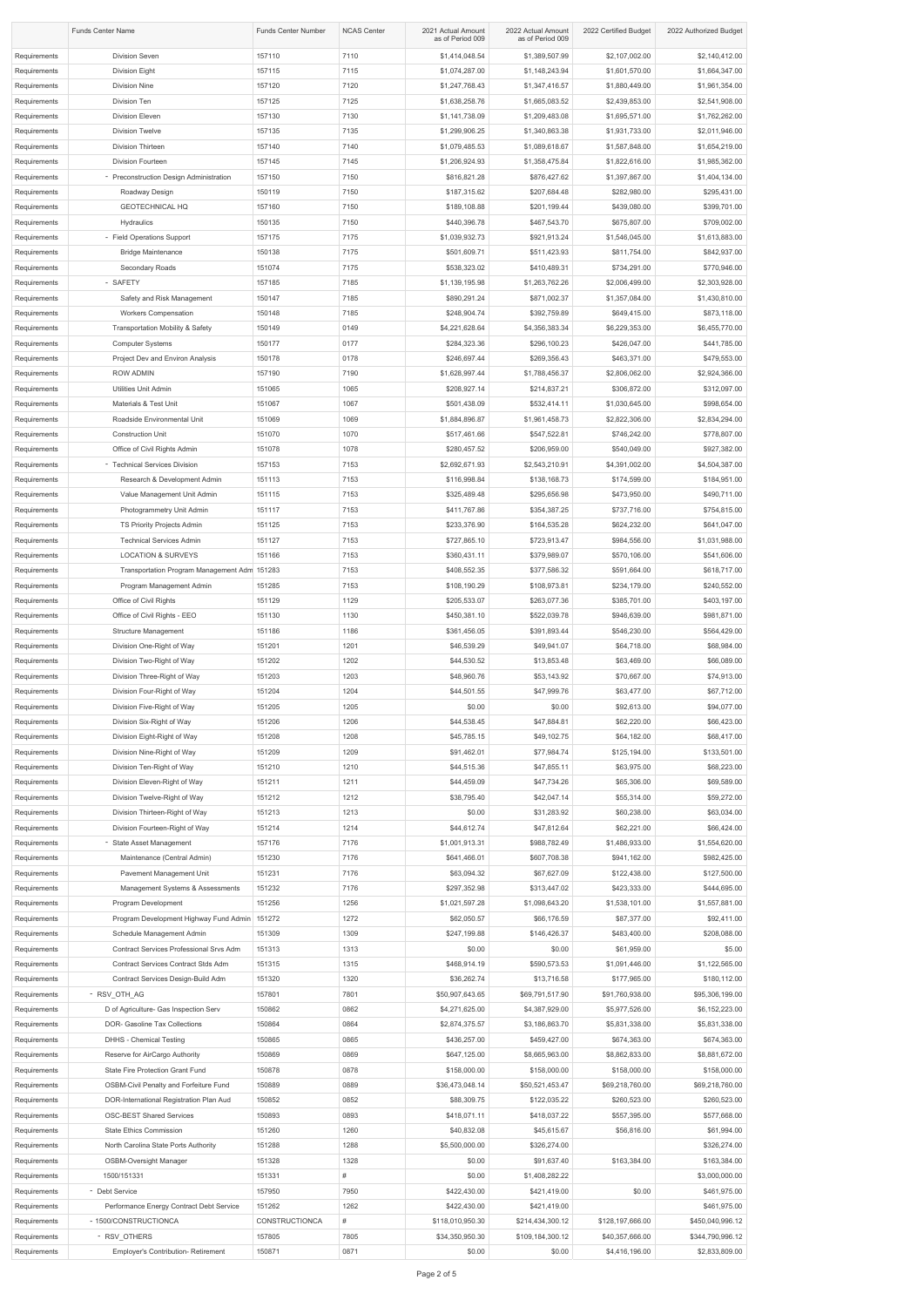| | Funds Center Name | Funds Center Number | NCAS Center | 2021 Actual Amount as of Period 009 | 2022 Actual Amount as of Period 009 | 2022 Certified Budget | 2022 Authorized Budget |
|---|---|---|---|---|---|---|---|
| Requirements | Division Seven | 157110 | 7110 | $1,414,048.54 | $1,389,507.99 | $2,107,002.00 | $2,140,412.00 |
| Requirements | Division Eight | 157115 | 7115 | $1,074,287.00 | $1,148,243.94 | $1,601,570.00 | $1,664,347.00 |
| Requirements | Division Nine | 157120 | 7120 | $1,247,768.43 | $1,347,416.57 | $1,880,449.00 | $1,961,354.00 |
| Requirements | Division Ten | 157125 | 7125 | $1,638,258.76 | $1,665,083.52 | $2,439,853.00 | $2,541,908.00 |
| Requirements | Division Eleven | 157130 | 7130 | $1,141,738.09 | $1,209,483.08 | $1,695,571.00 | $1,762,262.00 |
| Requirements | Division Twelve | 157135 | 7135 | $1,299,906.25 | $1,340,863.38 | $1,931,733.00 | $2,011,946.00 |
| Requirements | Division Thirteen | 157140 | 7140 | $1,079,485.53 | $1,089,618.67 | $1,587,848.00 | $1,654,219.00 |
| Requirements | Division Fourteen | 157145 | 7145 | $1,206,924.93 | $1,358,475.84 | $1,822,616.00 | $1,985,362.00 |
| Requirements | - Preconstruction Design Administration | 157150 | 7150 | $816,821.28 | $876,427.62 | $1,397,867.00 | $1,404,134.00 |
| Requirements | Roadway Design | 150119 | 7150 | $187,315.62 | $207,684.48 | $282,980.00 | $295,431.00 |
| Requirements | GEOTECHNICAL HQ | 157160 | 7150 | $189,108.88 | $201,199.44 | $439,080.00 | $399,701.00 |
| Requirements | Hydraulics | 150135 | 7150 | $440,396.78 | $467,543.70 | $675,807.00 | $709,002.00 |
| Requirements | - Field Operations Support | 157175 | 7175 | $1,039,932.73 | $921,913.24 | $1,546,045.00 | $1,613,883.00 |
| Requirements | Bridge Maintenance | 150138 | 7175 | $501,609.71 | $511,423.93 | $811,754.00 | $842,937.00 |
| Requirements | Secondary Roads | 151074 | 7175 | $538,323.02 | $410,489.31 | $734,291.00 | $770,946.00 |
| Requirements | - SAFETY | 157185 | 7185 | $1,139,195.98 | $1,263,762.26 | $2,006,499.00 | $2,303,928.00 |
| Requirements | Safety and Risk Management | 150147 | 7185 | $890,291.24 | $871,002.37 | $1,357,084.00 | $1,430,810.00 |
| Requirements | Workers Compensation | 150148 | 7185 | $248,904.74 | $392,759.89 | $649,415.00 | $873,118.00 |
| Requirements | Transportation Mobility & Safety | 150149 | 0149 | $4,221,628.64 | $4,356,383.34 | $6,229,353.00 | $6,455,770.00 |
| Requirements | Computer Systems | 150177 | 0177 | $284,323.36 | $296,100.23 | $426,047.00 | $441,785.00 |
| Requirements | Project Dev and Environ Analysis | 150178 | 0178 | $246,697.44 | $269,356.43 | $463,371.00 | $479,553.00 |
| Requirements | ROW ADMIN | 157190 | 7190 | $1,628,997.44 | $1,788,456.37 | $2,806,062.00 | $2,924,366.00 |
| Requirements | Utilities Unit Admin | 151065 | 1065 | $208,927.14 | $214,837.21 | $306,872.00 | $312,097.00 |
| Requirements | Materials & Test Unit | 151067 | 1067 | $501,438.09 | $532,414.11 | $1,030,645.00 | $998,654.00 |
| Requirements | Roadside Environmental Unit | 151069 | 1069 | $1,884,896.87 | $1,961,458.73 | $2,822,306.00 | $2,834,294.00 |
| Requirements | Construction Unit | 151070 | 1070 | $517,461.66 | $547,522.81 | $746,242.00 | $778,807.00 |
| Requirements | Office of Civil Rights Admin | 151078 | 1078 | $280,457.52 | $206,959.00 | $540,049.00 | $927,382.00 |
| Requirements | - Technical Services Division | 157153 | 7153 | $2,692,671.93 | $2,543,210.91 | $4,391,002.00 | $4,504,387.00 |
| Requirements | Research & Development Admin | 151113 | 7153 | $116,998.84 | $138,168.73 | $174,599.00 | $184,951.00 |
| Requirements | Value Management Unit Admin | 151115 | 7153 | $325,489.48 | $295,656.98 | $473,950.00 | $490,711.00 |
| Requirements | Photogrammetry Unit Admin | 151117 | 7153 | $411,767.86 | $354,387.25 | $737,716.00 | $754,815.00 |
| Requirements | TS Priority Projects Admin | 151125 | 7153 | $233,376.90 | $164,535.28 | $624,232.00 | $641,047.00 |
| Requirements | Technical Services Admin | 151127 | 7153 | $727,865.10 | $723,913.47 | $984,556.00 | $1,031,988.00 |
| Requirements | LOCATION & SURVEYS | 151166 | 7153 | $360,431.11 | $379,989.07 | $570,106.00 | $541,606.00 |
| Requirements | Transportation Program Management Adm | 151283 | 7153 | $408,552.35 | $377,586.32 | $591,664.00 | $618,717.00 |
| Requirements | Program Management Admin | 151285 | 7153 | $108,190.29 | $108,973.81 | $234,179.00 | $240,552.00 |
| Requirements | Office of Civil Rights | 151129 | 1129 | $205,533.07 | $263,077.36 | $385,701.00 | $403,197.00 |
| Requirements | Office of Civil Rights - EEO | 151130 | 1130 | $450,381.10 | $522,039.78 | $946,639.00 | $981,871.00 |
| Requirements | Structure Management | 151186 | 1186 | $361,456.05 | $391,893.44 | $546,230.00 | $564,429.00 |
| Requirements | Division One-Right of Way | 151201 | 1201 | $46,539.29 | $49,941.07 | $64,718.00 | $68,984.00 |
| Requirements | Division Two-Right of Way | 151202 | 1202 | $44,530.52 | $13,853.48 | $63,469.00 | $66,089.00 |
| Requirements | Division Three-Right of Way | 151203 | 1203 | $48,960.76 | $53,143.92 | $70,667.00 | $74,913.00 |
| Requirements | Division Four-Right of Way | 151204 | 1204 | $44,501.55 | $47,999.76 | $63,477.00 | $67,712.00 |
| Requirements | Division Five-Right of Way | 151205 | 1205 | $0.00 | $0.00 | $92,613.00 | $94,077.00 |
| Requirements | Division Six-Right of Way | 151206 | 1206 | $44,538.45 | $47,884.81 | $62,220.00 | $66,423.00 |
| Requirements | Division Eight-Right of Way | 151208 | 1208 | $45,785.15 | $49,102.75 | $64,182.00 | $68,417.00 |
| Requirements | Division Nine-Right of Way | 151209 | 1209 | $91,462.01 | $77,984.74 | $125,194.00 | $133,501.00 |
| Requirements | Division Ten-Right of Way | 151210 | 1210 | $44,515.36 | $47,855.11 | $63,975.00 | $68,223.00 |
| Requirements | Division Eleven-Right of Way | 151211 | 1211 | $44,459.09 | $47,734.26 | $65,306.00 | $69,589.00 |
| Requirements | Division Twelve-Right of Way | 151212 | 1212 | $38,795.40 | $42,047.14 | $55,314.00 | $59,272.00 |
| Requirements | Division Thirteen-Right of Way | 151213 | 1213 | $0.00 | $31,283.92 | $60,238.00 | $63,034.00 |
| Requirements | Division Fourteen-Right of Way | 151214 | 1214 | $44,612.74 | $47,812.64 | $62,221.00 | $66,424.00 |
| Requirements | - State Asset Management | 157176 | 7176 | $1,001,913.31 | $988,782.49 | $1,486,933.00 | $1,554,620.00 |
| Requirements | Maintenance (Central Admin) | 151230 | 7176 | $641,466.01 | $607,708.38 | $941,162.00 | $982,425.00 |
| Requirements | Pavement Management Unit | 151231 | 7176 | $63,094.32 | $67,627.09 | $122,438.00 | $127,500.00 |
| Requirements | Management Systems & Assessments | 151232 | 7176 | $297,352.98 | $313,447.02 | $423,333.00 | $444,695.00 |
| Requirements | Program Development | 151256 | 1256 | $1,021,597.28 | $1,098,643.20 | $1,538,101.00 | $1,557,881.00 |
| Requirements | Program Development Highway Fund Admin | 151272 | 1272 | $62,050.57 | $66,176.59 | $87,377.00 | $92,411.00 |
| Requirements | Schedule Management Admin | 151309 | 1309 | $247,199.88 | $146,426.37 | $483,400.00 | $208,088.00 |
| Requirements | Contract Services Professional Srvs Adm | 151313 | 1313 | $0.00 | $0.00 | $61,959.00 | $5.00 |
| Requirements | Contract Services Contract Stds Adm | 151315 | 1315 | $468,914.19 | $590,573.53 | $1,091,446.00 | $1,122,565.00 |
| Requirements | Contract Services Design-Build Adm | 151320 | 1320 | $36,262.74 | $13,716.58 | $177,965.00 | $180,112.00 |
| Requirements | - RSV_OTH_AG | 157801 | 7801 | $50,907,643.65 | $69,791,517.90 | $91,760,938.00 | $95,306,199.00 |
| Requirements | D of Agriculture- Gas Inspection Serv | 150862 | 0862 | $4,271,625.00 | $4,387,929.00 | $5,977,526.00 | $6,152,223.00 |
| Requirements | DOR- Gasoline Tax Collections | 150864 | 0864 | $2,874,375.57 | $3,186,863.70 | $5,831,338.00 | $5,831,338.00 |
| Requirements | DHHS - Chemical Testing | 150865 | 0865 | $436,257.00 | $459,427.00 | $674,363.00 | $674,363.00 |
| Requirements | Reserve for AirCargo Authority | 150869 | 0869 | $647,125.00 | $8,665,963.00 | $8,862,833.00 | $8,881,672.00 |
| Requirements | State Fire Protection Grant Fund | 150878 | 0878 | $158,000.00 | $158,000.00 | $158,000.00 | $158,000.00 |
| Requirements | OSBM-Civil Penalty and Forfeiture Fund | 150889 | 0889 | $36,473,048.14 | $50,521,453.47 | $69,218,760.00 | $69,218,760.00 |
| Requirements | DOR-International Registration Plan Aud | 150852 | 0852 | $88,309.75 | $122,035.22 | $260,523.00 | $260,523.00 |
| Requirements | OSC-BEST Shared Services | 150893 | 0893 | $418,071.11 | $418,037.22 | $557,395.00 | $577,668.00 |
| Requirements | State Ethics Commission | 151260 | 1260 | $40,832.08 | $45,615.67 | $56,816.00 | $61,994.00 |
| Requirements | North Carolina State Ports Authority | 151288 | 1288 | $5,500,000.00 | $326,274.00 | | $326,274.00 |
| Requirements | OSBM-Oversight Manager | 151328 | 1328 | $0.00 | $91,637.40 | $163,384.00 | $163,384.00 |
| Requirements | 1500/151331 | 151331 | # | $0.00 | $1,408,282.22 | | $3,000,000.00 |
| Requirements | - Debt Service | 157950 | 7950 | $422,430.00 | $421,419.00 | $0.00 | $461,975.00 |
| Requirements | Performance Energy Contract Debt Service | 151262 | 1262 | $422,430.00 | $421,419.00 | | $461,975.00 |
| Requirements | - 1500/CONSTRUCTIONCA | CONSTRUCTIONCA | # | $118,010,950.30 | $214,434,300.12 | $128,197,666.00 | $450,040,996.12 |
| Requirements | - RSV_OTHERS | 157805 | 7805 | $34,350,950.30 | $109,184,300.12 | $40,357,666.00 | $344,790,996.12 |
| Requirements | Employer's Contribution- Retirement | 150871 | 0871 | $0.00 | $0.00 | $4,416,196.00 | $2,833,809.00 |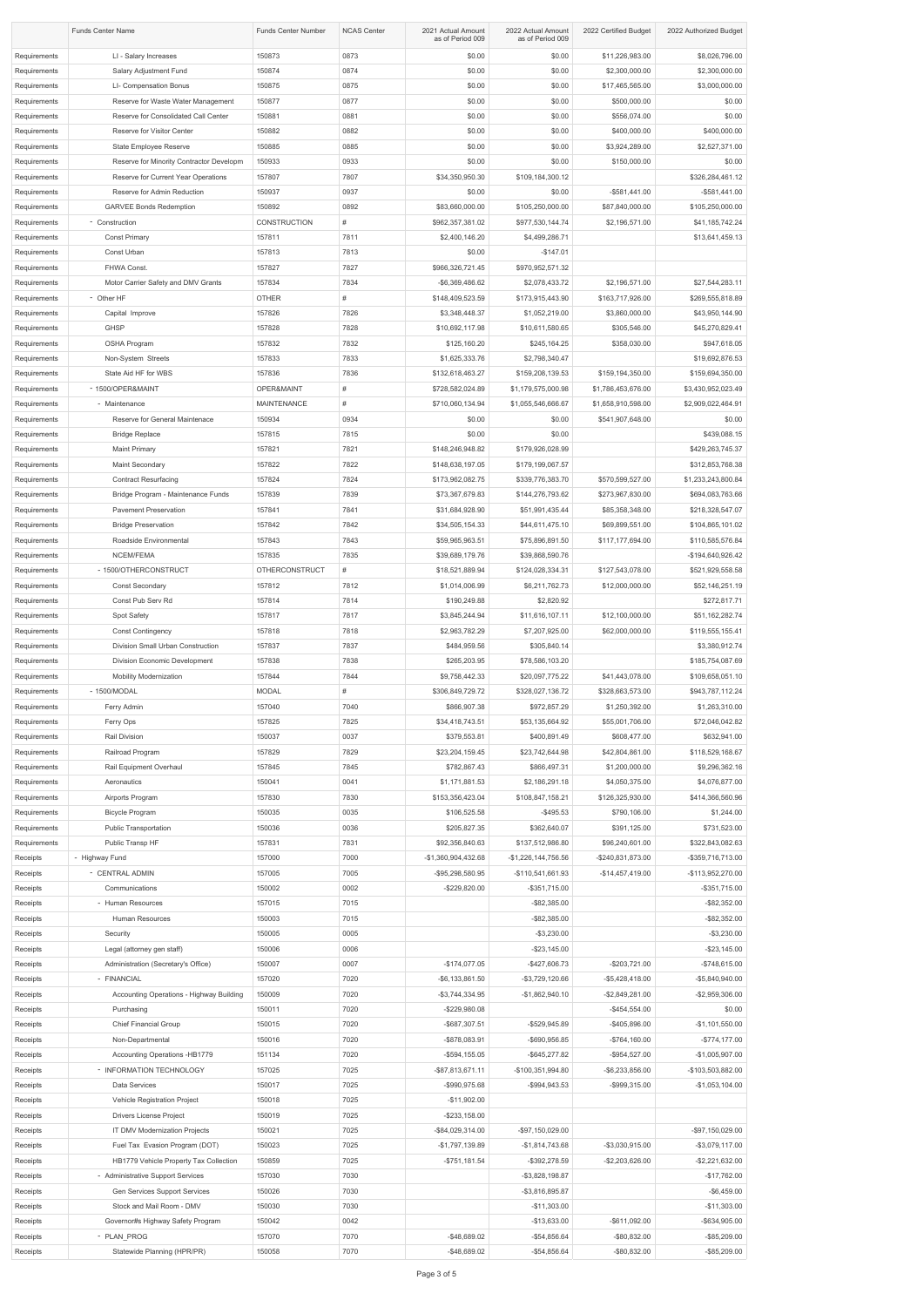| | Funds Center Name | Funds Center Number | NCAS Center | 2021 Actual Amount as of Period 009 | 2022 Actual Amount as of Period 009 | 2022 Certified Budget | 2022 Authorized Budget |
|---|---|---|---|---|---|---|---|
| Requirements | LI - Salary Increases | 150873 | 0873 | $0.00 | $0.00 | $11,226,983.00 | $8,026,796.00 |
| Requirements | Salary Adjustment Fund | 150874 | 0874 | $0.00 | $0.00 | $2,300,000.00 | $2,300,000.00 |
| Requirements | LI- Compensation Bonus | 150875 | 0875 | $0.00 | $0.00 | $17,465,565.00 | $3,000,000.00 |
| Requirements | Reserve for Waste Water Management | 150877 | 0877 | $0.00 | $0.00 | $500,000.00 | $0.00 |
| Requirements | Reserve for Consolidated Call Center | 150881 | 0881 | $0.00 | $0.00 | $556,074.00 | $0.00 |
| Requirements | Reserve for Visitor Center | 150882 | 0882 | $0.00 | $0.00 | $400,000.00 | $400,000.00 |
| Requirements | State Employee Reserve | 150885 | 0885 | $0.00 | $0.00 | $3,924,289.00 | $2,527,371.00 |
| Requirements | Reserve for Minority Contractor Developm | 150933 | 0933 | $0.00 | $0.00 | $150,000.00 | $0.00 |
| Requirements | Reserve for Current Year Operations | 157807 | 7807 | $34,350,950.30 | $109,184,300.12 | | $326,284,461.12 |
| Requirements | Reserve for Admin Reduction | 150937 | 0937 | $0.00 | $0.00 | -$581,441.00 | -$581,441.00 |
| Requirements | GARVEE Bonds Redemption | 150892 | 0892 | $83,660,000.00 | $105,250,000.00 | $87,840,000.00 | $105,250,000.00 |
| Requirements | - Construction | CONSTRUCTION | # | $962,357,381.02 | $977,530,144.74 | $2,196,571.00 | $41,185,742.24 |
| Requirements | Const Primary | 157811 | 7811 | $2,400,146.20 | $4,499,286.71 | | $13,641,459.13 |
| Requirements | Const Urban | 157813 | 7813 | $0.00 | -$147.01 | | |
| Requirements | FHWA Const. | 157827 | 7827 | $966,326,721.45 | $970,952,571.32 | | |
| Requirements | Motor Carrier Safety and DMV Grants | 157834 | 7834 | -$6,369,486.62 | $2,078,433.72 | $2,196,571.00 | $27,544,283.11 |
| Requirements | - Other HF | OTHER | # | $148,409,523.59 | $173,915,443.90 | $163,717,926.00 | $269,555,818.89 |
| Requirements | Capital Improve | 157826 | 7826 | $3,348,448.37 | $1,052,219.00 | $3,860,000.00 | $43,950,144.90 |
| Requirements | GHSP | 157828 | 7828 | $10,692,117.98 | $10,611,580.65 | $305,546.00 | $45,270,829.41 |
| Requirements | OSHA Program | 157832 | 7832 | $125,160.20 | $245,164.25 | $358,030.00 | $947,618.05 |
| Requirements | Non-System Streets | 157833 | 7833 | $1,625,333.76 | $2,798,340.47 | | $19,692,876.53 |
| Requirements | State Aid HF for WBS | 157836 | 7836 | $132,618,463.27 | $159,208,139.53 | $159,194,350.00 | $159,694,350.00 |
| Requirements | - 1500/OPER&MAINT | OPER&MAINT | # | $728,582,024.89 | $1,179,575,000.98 | $1,786,453,676.00 | $3,430,952,023.49 |
| Requirements | - Maintenance | MAINTENANCE | # | $710,060,134.94 | $1,055,546,666.67 | $1,658,910,598.00 | $2,909,022,464.91 |
| Requirements | Reserve for General Maintenace | 150934 | 0934 | $0.00 | $0.00 | $541,907,648.00 | $0.00 |
| Requirements | Bridge Replace | 157815 | 7815 | $0.00 | $0.00 | | $439,088.15 |
| Requirements | Maint Primary | 157821 | 7821 | $148,246,948.82 | $179,926,028.99 | | $429,263,745.37 |
| Requirements | Maint Secondary | 157822 | 7822 | $148,638,197.05 | $179,199,067.57 | | $312,853,768.38 |
| Requirements | Contract Resurfacing | 157824 | 7824 | $173,962,082.75 | $339,776,383.70 | $570,599,527.00 | $1,233,243,800.84 |
| Requirements | Bridge Program - Maintenance Funds | 157839 | 7839 | $73,367,679.83 | $144,276,793.62 | $273,967,830.00 | $694,083,763.66 |
| Requirements | Pavement Preservation | 157841 | 7841 | $31,684,928.90 | $51,991,435.44 | $85,358,348.00 | $218,328,547.07 |
| Requirements | Bridge Preservation | 157842 | 7842 | $34,505,154.33 | $44,611,475.10 | $69,899,551.00 | $104,865,101.02 |
| Requirements | Roadside Environmental | 157843 | 7843 | $59,965,963.51 | $75,896,891.50 | $117,177,694.00 | $110,585,576.84 |
| Requirements | NCEM/FEMA | 157835 | 7835 | $39,689,179.76 | $39,868,590.76 | | -$194,640,926.42 |
| Requirements | - 1500/OTHERCONSTRUCT | OTHERCONSTRUCT | # | $18,521,889.94 | $124,028,334.31 | $127,543,078.00 | $521,929,558.58 |
| Requirements | Const Secondary | 157812 | 7812 | $1,014,006.99 | $6,211,762.73 | $12,000,000.00 | $52,146,251.19 |
| Requirements | Const Pub Serv Rd | 157814 | 7814 | $190,249.88 | $2,820.92 | | $272,817.71 |
| Requirements | Spot Safety | 157817 | 7817 | $3,845,244.94 | $11,616,107.11 | $12,100,000.00 | $51,162,282.74 |
| Requirements | Const Contingency | 157818 | 7818 | $2,963,782.29 | $7,207,925.00 | $62,000,000.00 | $119,555,155.41 |
| Requirements | Division Small Urban Construction | 157837 | 7837 | $484,959.56 | $305,840.14 | | $3,380,912.74 |
| Requirements | Division Economic Development | 157838 | 7838 | $265,203.95 | $78,586,103.20 | | $185,754,087.69 |
| Requirements | Mobility Modernization | 157844 | 7844 | $9,758,442.33 | $20,097,775.22 | $41,443,078.00 | $109,658,051.10 |
| Requirements | - 1500/MODAL | MODAL | # | $306,849,729.72 | $328,027,136.72 | $328,663,573.00 | $943,787,112.24 |
| Requirements | Ferry Admin | 157040 | 7040 | $866,907.38 | $972,857.29 | $1,250,392.00 | $1,263,310.00 |
| Requirements | Ferry Ops | 157825 | 7825 | $34,418,743.51 | $53,135,664.92 | $55,001,706.00 | $72,046,042.82 |
| Requirements | Rail Division | 150037 | 0037 | $379,553.81 | $400,891.49 | $608,477.00 | $632,941.00 |
| Requirements | Railroad Program | 157829 | 7829 | $23,204,159.45 | $23,742,644.98 | $42,804,861.00 | $118,529,168.67 |
| Requirements | Rail Equipment Overhaul | 157845 | 7845 | $782,867.43 | $866,497.31 | $1,200,000.00 | $9,296,362.16 |
| Requirements | Aeronautics | 150041 | 0041 | $1,171,881.53 | $2,186,291.18 | $4,050,375.00 | $4,076,877.00 |
| Requirements | Airports Program | 157830 | 7830 | $153,356,423.04 | $108,847,158.21 | $126,325,930.00 | $414,366,560.96 |
| Requirements | Bicycle Program | 150035 | 0035 | $106,525.58 | -$495.53 | $790,106.00 | $1,244.00 |
| Requirements | Public Transportation | 150036 | 0036 | $205,827.35 | $362,640.07 | $391,125.00 | $731,523.00 |
| Requirements | Public Transp HF | 157831 | 7831 | $92,356,840.63 | $137,512,986.80 | $96,240,601.00 | $322,843,082.63 |
| Receipts | - Highway Fund | 157000 | 7000 | -$1,360,904,432.68 | -$1,226,144,756.56 | -$240,831,873.00 | -$359,716,713.00 |
| Receipts | - CENTRAL ADMIN | 157005 | 7005 | -$95,298,580.95 | -$110,541,661.93 | -$14,457,419.00 | -$113,952,270.00 |
| Receipts | Communications | 150002 | 0002 | -$229,820.00 | -$351,715.00 | | -$351,715.00 |
| Receipts | - Human Resources | 157015 | 7015 | | -$82,385.00 | | -$82,352.00 |
| Receipts | Human Resources | 150003 | 7015 | | -$82,385.00 | | -$82,352.00 |
| Receipts | Security | 150005 | 0005 | | -$3,230.00 | | -$3,230.00 |
| Receipts | Legal (attorney gen staff) | 150006 | 0006 | | -$23,145.00 | | -$23,145.00 |
| Receipts | Administration (Secretary's Office) | 150007 | 0007 | -$174,077.05 | -$427,606.73 | -$203,721.00 | -$748,615.00 |
| Receipts | - FINANCIAL | 157020 | 7020 | -$6,133,861.50 | -$3,729,120.66 | -$5,428,418.00 | -$5,840,940.00 |
| Receipts | Accounting Operations - Highway Building | 150009 | 7020 | -$3,744,334.95 | -$1,862,940.10 | -$2,849,281.00 | -$2,959,306.00 |
| Receipts | Purchasing | 150011 | 7020 | -$229,980.08 | | -$454,554.00 | $0.00 |
| Receipts | Chief Financial Group | 150015 | 7020 | -$687,307.51 | -$529,945.89 | -$405,896.00 | -$1,101,550.00 |
| Receipts | Non-Departmental | 150016 | 7020 | -$878,083.91 | -$690,956.85 | -$764,160.00 | -$774,177.00 |
| Receipts | Accounting Operations -HB1779 | 151134 | 7020 | -$594,155.05 | -$645,277.82 | -$954,527.00 | -$1,005,907.00 |
| Receipts | - INFORMATION TECHNOLOGY | 157025 | 7025 | -$87,813,671.11 | -$100,351,994.80 | -$6,233,856.00 | -$103,503,882.00 |
| Receipts | Data Services | 150017 | 7025 | -$990,975.68 | -$994,943.53 | -$999,315.00 | -$1,053,104.00 |
| Receipts | Vehicle Registration Project | 150018 | 7025 | -$11,902.00 | | | |
| Receipts | Drivers License Project | 150019 | 7025 | -$233,158.00 | | | |
| Receipts | IT DMV Modernization Projects | 150021 | 7025 | -$84,029,314.00 | -$97,150,029.00 | | -$97,150,029.00 |
| Receipts | Fuel Tax Evasion Program (DOT) | 150023 | 7025 | -$1,797,139.89 | -$1,814,743.68 | -$3,030,915.00 | -$3,079,117.00 |
| Receipts | HB1779 Vehicle Property Tax Collection | 150859 | 7025 | -$751,181.54 | -$392,278.59 | -$2,203,626.00 | -$2,221,632.00 |
| Receipts | - Administrative Support Services | 157030 | 7030 | | -$3,828,198.87 | | -$17,762.00 |
| Receipts | Gen Services Support Services | 150026 | 7030 | | -$3,816,895.87 | | -$6,459.00 |
| Receipts | Stock and Mail Room - DMV | 150030 | 7030 | | -$11,303.00 | | -$11,303.00 |
| Receipts | Governor#s Highway Safety Program | 150042 | 0042 | | -$13,633.00 | -$611,092.00 | -$634,905.00 |
| Receipts | - PLAN_PROG | 157070 | 7070 | -$48,689.02 | -$54,856.64 | -$80,832.00 | -$85,209.00 |
| Receipts | Statewide Planning (HPR/PR) | 150058 | 7070 | -$48,689.02 | -$54,856.64 | -$80,832.00 | -$85,209.00 |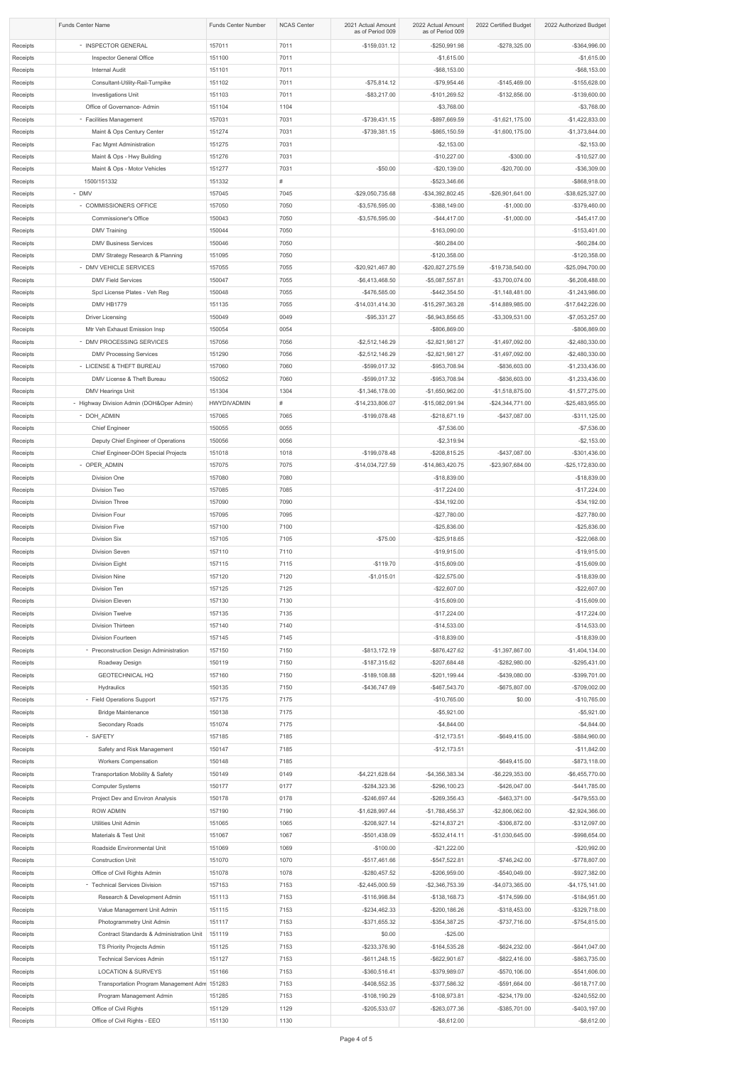| | Funds Center Name | Funds Center Number | NCAS Center | 2021 Actual Amount as of Period 009 | 2022 Actual Amount as of Period 009 | 2022 Certified Budget | 2022 Authorized Budget |
|---|---|---|---|---|---|---|---|
| Receipts | - INSPECTOR GENERAL | 157011 | 7011 | -$159,031.12 | -$250,991.98 | -$278,325.00 | -$364,996.00 |
| Receipts | Inspector General Office | 151100 | 7011 | | -$1,615.00 | | -$1,615.00 |
| Receipts | Internal Audit | 151101 | 7011 | | -$68,153.00 | | -$68,153.00 |
| Receipts | Consultant-Utility-Rail-Turnpike | 151102 | 7011 | -$75,814.12 | -$79,954.46 | -$145,469.00 | -$155,628.00 |
| Receipts | Investigations Unit | 151103 | 7011 | -$83,217.00 | -$101,269.52 | -$132,856.00 | -$139,600.00 |
| Receipts | Office of Governance- Admin | 151104 | 1104 | | -$3,768.00 | | -$3,768.00 |
| Receipts | - Facilities Management | 157031 | 7031 | -$739,431.15 | -$897,669.59 | -$1,621,175.00 | -$1,422,833.00 |
| Receipts | Maint & Ops Century Center | 151274 | 7031 | -$739,381.15 | -$865,150.59 | -$1,600,175.00 | -$1,373,844.00 |
| Receipts | Fac Mgmt Administration | 151275 | 7031 | | -$2,153.00 | | -$2,153.00 |
| Receipts | Maint & Ops - Hwy Building | 151276 | 7031 | | -$10,227.00 | -$300.00 | -$10,527.00 |
| Receipts | Maint & Ops - Motor Vehicles | 151277 | 7031 | -$50.00 | -$20,139.00 | -$20,700.00 | -$36,309.00 |
| Receipts | 1500/151332 | 151332 | # | | -$523,346.66 | | -$868,918.00 |
| Receipts | - DMV | 157045 | 7045 | -$29,050,735.68 | -$34,392,802.45 | -$26,901,641.00 | -$38,625,327.00 |
| Receipts | - COMMISSIONERS OFFICE | 157050 | 7050 | -$3,576,595.00 | -$388,149.00 | -$1,000.00 | -$379,460.00 |
| Receipts | Commissioner's Office | 150043 | 7050 | -$3,576,595.00 | -$44,417.00 | -$1,000.00 | -$45,417.00 |
| Receipts | DMV Training | 150044 | 7050 | | -$163,090.00 | | -$153,401.00 |
| Receipts | DMV Business Services | 150046 | 7050 | | -$60,284.00 | | -$60,284.00 |
| Receipts | DMV Strategy Research & Planning | 151095 | 7050 | | -$120,358.00 | | -$120,358.00 |
| Receipts | - DMV VEHICLE SERVICES | 157055 | 7055 | -$20,921,467.80 | -$20,827,275.59 | -$19,738,540.00 | -$25,094,700.00 |
| Receipts | DMV Field Services | 150047 | 7055 | -$6,413,468.50 | -$5,087,557.81 | -$3,700,074.00 | -$6,208,488.00 |
| Receipts | Spcl License Plates - Veh Reg | 150048 | 7055 | -$476,585.00 | -$442,354.50 | -$1,148,481.00 | -$1,243,986.00 |
| Receipts | DMV HB1779 | 151135 | 7055 | -$14,031,414.30 | -$15,297,363.28 | -$14,889,985.00 | -$17,642,226.00 |
| Receipts | Driver Licensing | 150049 | 0049 | -$95,331.27 | -$6,943,856.65 | -$3,309,531.00 | -$7,053,257.00 |
| Receipts | Mtr Veh Exhaust Emission Insp | 150054 | 0054 | | -$806,869.00 | | -$806,869.00 |
| Receipts | - DMV PROCESSING SERVICES | 157056 | 7056 | -$2,512,146.29 | -$2,821,981.27 | -$1,497,092.00 | -$2,480,330.00 |
| Receipts | DMV Processing Services | 151290 | 7056 | -$2,512,146.29 | -$2,821,981.27 | -$1,497,092.00 | -$2,480,330.00 |
| Receipts | - LICENSE & THEFT BUREAU | 157060 | 7060 | -$599,017.32 | -$953,708.94 | -$836,603.00 | -$1,233,436.00 |
| Receipts | DMV License & Theft Bureau | 150052 | 7060 | -$599,017.32 | -$953,708.94 | -$836,603.00 | -$1,233,436.00 |
| Receipts | DMV Hearings Unit | 151304 | 1304 | -$1,346,178.00 | -$1,650,962.00 | -$1,518,875.00 | -$1,577,275.00 |
| Receipts | - Highway Division Admin (DOH&Oper Admin) | HWYDIVADMIN | # | -$14,233,806.07 | -$15,082,091.94 | -$24,344,771.00 | -$25,483,955.00 |
| Receipts | - DOH_ADMIN | 157065 | 7065 | -$199,078.48 | -$218,671.19 | -$437,087.00 | -$311,125.00 |
| Receipts | Chief Engineer | 150055 | 0055 | | -$7,536.00 | | -$7,536.00 |
| Receipts | Deputy Chief Engineer of Operations | 150056 | 0056 | | -$2,319.94 | | -$2,153.00 |
| Receipts | Chief Engineer-DOH Special Projects | 151018 | 1018 | -$199,078.48 | -$208,815.25 | -$437,087.00 | -$301,436.00 |
| Receipts | - OPER_ADMIN | 157075 | 7075 | -$14,034,727.59 | -$14,863,420.75 | -$23,907,684.00 | -$25,172,830.00 |
| Receipts | Division One | 157080 | 7080 | | -$18,839.00 | | -$18,839.00 |
| Receipts | Division Two | 157085 | 7085 | | -$17,224.00 | | -$17,224.00 |
| Receipts | Division Three | 157090 | 7090 | | -$34,192.00 | | -$34,192.00 |
| Receipts | Division Four | 157095 | 7095 | | -$27,780.00 | | -$27,780.00 |
| Receipts | Division Five | 157100 | 7100 | | -$25,836.00 | | -$25,836.00 |
| Receipts | Division Six | 157105 | 7105 | -$75.00 | -$25,918.65 | | -$22,068.00 |
| Receipts | Division Seven | 157110 | 7110 | | -$19,915.00 | | -$19,915.00 |
| Receipts | Division Eight | 157115 | 7115 | -$119.70 | -$15,609.00 | | -$15,609.00 |
| Receipts | Division Nine | 157120 | 7120 | -$1,015.01 | -$22,575.00 | | -$18,839.00 |
| Receipts | Division Ten | 157125 | 7125 | | -$22,607.00 | | -$22,607.00 |
| Receipts | Division Eleven | 157130 | 7130 | | -$15,609.00 | | -$15,609.00 |
| Receipts | Division Twelve | 157135 | 7135 | | -$17,224.00 | | -$17,224.00 |
| Receipts | Division Thirteen | 157140 | 7140 | | -$14,533.00 | | -$14,533.00 |
| Receipts | Division Fourteen | 157145 | 7145 | | -$18,839.00 | | -$18,839.00 |
| Receipts | - Preconstruction Design Administration | 157150 | 7150 | -$813,172.19 | -$876,427.62 | -$1,397,867.00 | -$1,404,134.00 |
| Receipts | Roadway Design | 150119 | 7150 | -$187,315.62 | -$207,684.48 | -$282,980.00 | -$295,431.00 |
| Receipts | GEOTECHNICAL HQ | 157160 | 7150 | -$189,108.88 | -$201,199.44 | -$439,080.00 | -$399,701.00 |
| Receipts | Hydraulics | 150135 | 7150 | -$436,747.69 | -$467,543.70 | -$675,807.00 | -$709,002.00 |
| Receipts | - Field Operations Support | 157175 | 7175 | | -$10,765.00 | $0.00 | -$10,765.00 |
| Receipts | Bridge Maintenance | 150138 | 7175 | | -$5,921.00 | | -$5,921.00 |
| Receipts | Secondary Roads | 151074 | 7175 | | -$4,844.00 | | -$4,844.00 |
| Receipts | - SAFETY | 157185 | 7185 | | -$12,173.51 | -$649,415.00 | -$884,960.00 |
| Receipts | Safety and Risk Management | 150147 | 7185 | | -$12,173.51 | | -$11,842.00 |
| Receipts | Workers Compensation | 150148 | 7185 | | | -$649,415.00 | -$873,118.00 |
| Receipts | Transportation Mobility & Safety | 150149 | 0149 | -$4,221,628.64 | -$4,356,383.34 | -$6,229,353.00 | -$6,455,770.00 |
| Receipts | Computer Systems | 150177 | 0177 | -$284,323.36 | -$296,100.23 | -$426,047.00 | -$441,785.00 |
| Receipts | Project Dev and Environ Analysis | 150178 | 0178 | -$246,697.44 | -$269,356.43 | -$463,371.00 | -$479,553.00 |
| Receipts | ROW ADMIN | 157190 | 7190 | -$1,628,997.44 | -$1,788,456.37 | -$2,806,062.00 | -$2,924,366.00 |
| Receipts | Utilities Unit Admin | 151065 | 1065 | -$208,927.14 | -$214,837.21 | -$306,872.00 | -$312,097.00 |
| Receipts | Materials & Test Unit | 151067 | 1067 | -$501,438.09 | -$532,414.11 | -$1,030,645.00 | -$998,654.00 |
| Receipts | Roadside Environmental Unit | 151069 | 1069 | -$100.00 | -$21,222.00 | | -$20,992.00 |
| Receipts | Construction Unit | 151070 | 1070 | -$517,461.66 | -$547,522.81 | -$746,242.00 | -$778,807.00 |
| Receipts | Office of Civil Rights Admin | 151078 | 1078 | -$280,457.52 | -$206,959.00 | -$540,049.00 | -$927,382.00 |
| Receipts | - Technical Services Division | 157153 | 7153 | -$2,445,000.59 | -$2,346,753.39 | -$4,073,365.00 | -$4,175,141.00 |
| Receipts | Research & Development Admin | 151113 | 7153 | -$116,998.84 | -$138,168.73 | -$174,599.00 | -$184,951.00 |
| Receipts | Value Management Unit Admin | 151115 | 7153 | -$234,462.33 | -$200,186.26 | -$318,453.00 | -$329,718.00 |
| Receipts | Photogrammetry Unit Admin | 151117 | 7153 | -$371,655.32 | -$354,387.25 | -$737,716.00 | -$754,815.00 |
| Receipts | Contract Standards & Administration Unit | 151119 | 7153 | $0.00 | -$25.00 | | |
| Receipts | TS Priority Projects Admin | 151125 | 7153 | -$233,376.90 | -$164,535.28 | -$624,232.00 | -$641,047.00 |
| Receipts | Technical Services Admin | 151127 | 7153 | -$611,248.15 | -$622,901.67 | -$822,416.00 | -$863,735.00 |
| Receipts | LOCATION & SURVEYS | 151166 | 7153 | -$360,516.41 | -$379,989.07 | -$570,106.00 | -$541,606.00 |
| Receipts | Transportation Program Management Adm | 151283 | 7153 | -$408,552.35 | -$377,586.32 | -$591,664.00 | -$618,717.00 |
| Receipts | Program Management Admin | 151285 | 7153 | -$108,190.29 | -$108,973.81 | -$234,179.00 | -$240,552.00 |
| Receipts | Office of Civil Rights | 151129 | 1129 | -$205,533.07 | -$263,077.36 | -$385,701.00 | -$403,197.00 |
| Receipts | Office of Civil Rights - EEO | 151130 | 1130 | | -$8,612.00 | | -$8,612.00 |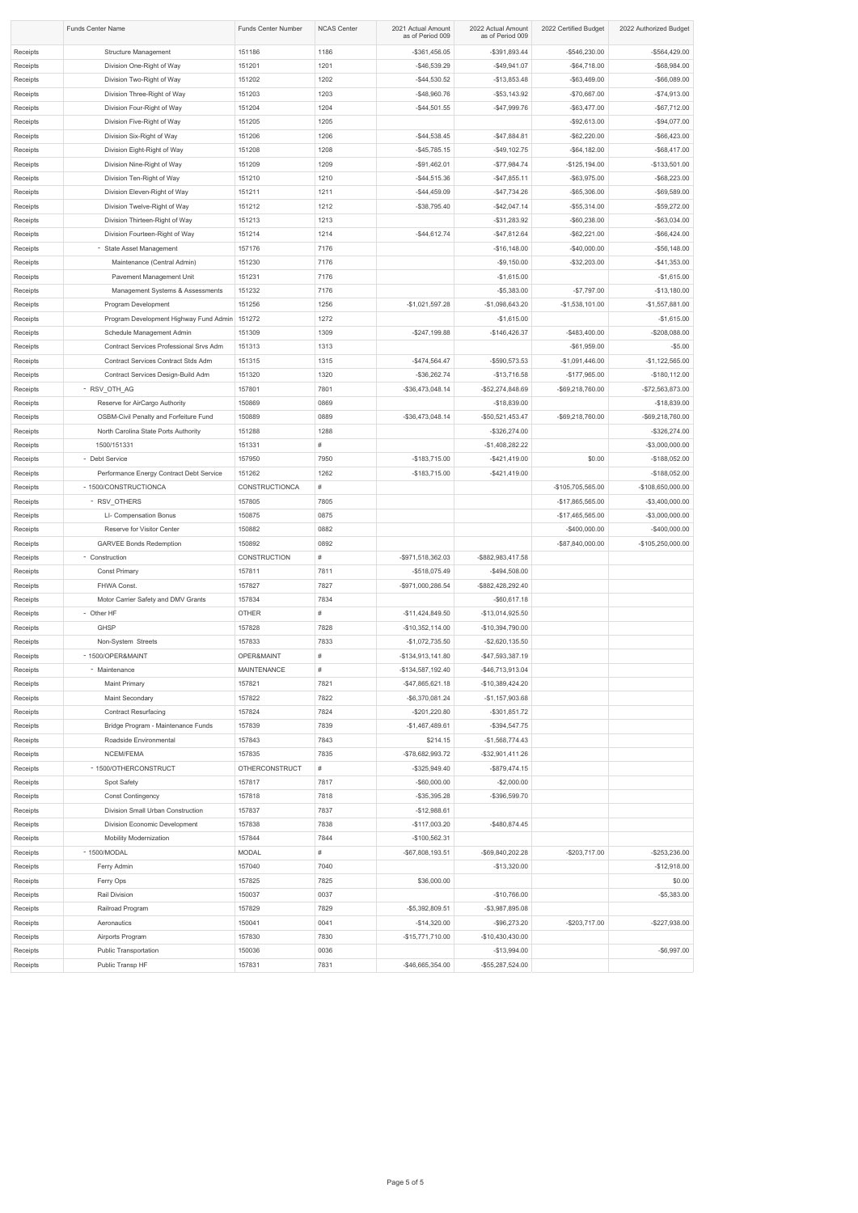| | Funds Center Name | Funds Center Number | NCAS Center | 2021 Actual Amount as of Period 009 | 2022 Actual Amount as of Period 009 | 2022 Certified Budget | 2022 Authorized Budget |
|---|---|---|---|---|---|---|---|
| Receipts | Structure Management | 151186 | 1186 | -$361,456.05 | -$391,893.44 | -$546,230.00 | -$564,429.00 |
| Receipts | Division One-Right of Way | 151201 | 1201 | -$46,539.29 | -$49,941.07 | -$64,718.00 | -$68,984.00 |
| Receipts | Division Two-Right of Way | 151202 | 1202 | -$44,530.52 | -$13,853.48 | -$63,469.00 | -$66,089.00 |
| Receipts | Division Three-Right of Way | 151203 | 1203 | -$48,960.76 | -$53,143.92 | -$70,667.00 | -$74,913.00 |
| Receipts | Division Four-Right of Way | 151204 | 1204 | -$44,501.55 | -$47,999.76 | -$63,477.00 | -$67,712.00 |
| Receipts | Division Five-Right of Way | 151205 | 1205 | | | -$92,613.00 | -$94,077.00 |
| Receipts | Division Six-Right of Way | 151206 | 1206 | -$44,538.45 | -$47,884.81 | -$62,220.00 | -$66,423.00 |
| Receipts | Division Eight-Right of Way | 151208 | 1208 | -$45,785.15 | -$49,102.75 | -$64,182.00 | -$68,417.00 |
| Receipts | Division Nine-Right of Way | 151209 | 1209 | -$91,462.01 | -$77,984.74 | -$125,194.00 | -$133,501.00 |
| Receipts | Division Ten-Right of Way | 151210 | 1210 | -$44,515.36 | -$47,855.11 | -$63,975.00 | -$68,223.00 |
| Receipts | Division Eleven-Right of Way | 151211 | 1211 | -$44,459.09 | -$47,734.26 | -$65,306.00 | -$69,589.00 |
| Receipts | Division Twelve-Right of Way | 151212 | 1212 | -$38,795.40 | -$42,047.14 | -$55,314.00 | -$59,272.00 |
| Receipts | Division Thirteen-Right of Way | 151213 | 1213 | | -$31,283.92 | -$60,238.00 | -$63,034.00 |
| Receipts | Division Fourteen-Right of Way | 151214 | 1214 | -$44,612.74 | -$47,812.64 | -$62,221.00 | -$66,424.00 |
| Receipts | - State Asset Management | 157176 | 7176 | | -$16,148.00 | -$40,000.00 | -$56,148.00 |
| Receipts | Maintenance (Central Admin) | 151230 | 7176 | | -$9,150.00 | -$32,203.00 | -$41,353.00 |
| Receipts | Pavement Management Unit | 151231 | 7176 | | -$1,615.00 | | -$1,615.00 |
| Receipts | Management Systems & Assessments | 151232 | 7176 | | -$5,383.00 | -$7,797.00 | -$13,180.00 |
| Receipts | Program Development | 151256 | 1256 | -$1,021,597.28 | -$1,098,643.20 | -$1,538,101.00 | -$1,557,881.00 |
| Receipts | Program Development Highway Fund Admin | 151272 | 1272 | | -$1,615.00 | | -$1,615.00 |
| Receipts | Schedule Management Admin | 151309 | 1309 | -$247,199.88 | -$146,426.37 | -$483,400.00 | -$208,088.00 |
| Receipts | Contract Services Professional Srvs Adm | 151313 | 1313 | | | -$61,959.00 | -$5.00 |
| Receipts | Contract Services Contract Stds Adm | 151315 | 1315 | -$474,564.47 | -$590,573.53 | -$1,091,446.00 | -$1,122,565.00 |
| Receipts | Contract Services Design-Build Adm | 151320 | 1320 | -$36,262.74 | -$13,716.58 | -$177,965.00 | -$180,112.00 |
| Receipts | - RSV_OTH_AG | 157801 | 7801 | -$36,473,048.14 | -$52,274,848.69 | -$69,218,760.00 | -$72,563,873.00 |
| Receipts | Reserve for AirCargo Authority | 150869 | 0869 | | -$18,839.00 | | -$18,839.00 |
| Receipts | OSBM-Civil Penalty and Forfeiture Fund | 150889 | 0889 | -$36,473,048.14 | -$50,521,453.47 | -$69,218,760.00 | -$69,218,760.00 |
| Receipts | North Carolina State Ports Authority | 151288 | 1288 | | -$326,274.00 | | -$326,274.00 |
| Receipts | 1500/151331 | 151331 | # | | -$1,408,282.22 | | -$3,000,000.00 |
| Receipts | - Debt Service | 157950 | 7950 | -$183,715.00 | -$421,419.00 | $0.00 | -$188,052.00 |
| Receipts | Performance Energy Contract Debt Service | 151262 | 1262 | -$183,715.00 | -$421,419.00 | | -$188,052.00 |
| Receipts | - 1500/CONSTRUCTIONCA | CONSTRUCTIONCA | # | | | -$105,705,565.00 | -$108,650,000.00 |
| Receipts | - RSV_OTHERS | 157805 | 7805 | | | -$17,865,565.00 | -$3,400,000.00 |
| Receipts | LI- Compensation Bonus | 150875 | 0875 | | | -$17,465,565.00 | -$3,000,000.00 |
| Receipts | Reserve for Visitor Center | 150882 | 0882 | | | -$400,000.00 | -$400,000.00 |
| Receipts | GARVEE Bonds Redemption | 150892 | 0892 | | | -$87,840,000.00 | -$105,250,000.00 |
| Receipts | - Construction | CONSTRUCTION | # | -$971,518,362.03 | -$882,983,417.58 | | |
| Receipts | Const Primary | 157811 | 7811 | -$518,075.49 | -$494,508.00 | | |
| Receipts | FHWA Const. | 157827 | 7827 | -$971,000,286.54 | -$882,428,292.40 | | |
| Receipts | Motor Carrier Safety and DMV Grants | 157834 | 7834 | | -$60,617.18 | | |
| Receipts | - Other HF | OTHER | # | -$11,424,849.50 | -$13,014,925.50 | | |
| Receipts | GHSP | 157828 | 7828 | -$10,352,114.00 | -$10,394,790.00 | | |
| Receipts | Non-System Streets | 157833 | 7833 | -$1,072,735.50 | -$2,620,135.50 | | |
| Receipts | - 1500/OPER&MAINT | OPER&MAINT | # | -$134,913,141.80 | -$47,593,387.19 | | |
| Receipts | - Maintenance | MAINTENANCE | # | -$134,587,192.40 | -$46,713,913.04 | | |
| Receipts | Maint Primary | 157821 | 7821 | -$47,865,621.18 | -$10,389,424.20 | | |
| Receipts | Maint Secondary | 157822 | 7822 | -$6,370,081.24 | -$1,157,903.68 | | |
| Receipts | Contract Resurfacing | 157824 | 7824 | -$201,220.80 | -$301,851.72 | | |
| Receipts | Bridge Program - Maintenance Funds | 157839 | 7839 | -$1,467,489.61 | -$394,547.75 | | |
| Receipts | Roadside Environmental | 157843 | 7843 | $214.15 | -$1,568,774.43 | | |
| Receipts | NCEM/FEMA | 157835 | 7835 | -$78,682,993.72 | -$32,901,411.26 | | |
| Receipts | - 1500/OTHERCONSTRUCT | OTHERCONSTRUCT | # | -$325,949.40 | -$879,474.15 | | |
| Receipts | Spot Safety | 157817 | 7817 | -$60,000.00 | -$2,000.00 | | |
| Receipts | Const Contingency | 157818 | 7818 | -$35,395.28 | -$396,599.70 | | |
| Receipts | Division Small Urban Construction | 157837 | 7837 | -$12,988.61 | | | |
| Receipts | Division Economic Development | 157838 | 7838 | -$117,003.20 | -$480,874.45 | | |
| Receipts | Mobility Modernization | 157844 | 7844 | -$100,562.31 | | | |
| Receipts | - 1500/MODAL | MODAL | # | -$67,808,193.51 | -$69,840,202.28 | -$203,717.00 | -$253,236.00 |
| Receipts | Ferry Admin | 157040 | 7040 | | -$13,320.00 | | -$12,918.00 |
| Receipts | Ferry Ops | 157825 | 7825 | $36,000.00 | | | $0.00 |
| Receipts | Rail Division | 150037 | 0037 | | -$10,766.00 | | -$5,383.00 |
| Receipts | Railroad Program | 157829 | 7829 | -$5,392,809.51 | -$3,987,895.08 | | |
| Receipts | Aeronautics | 150041 | 0041 | -$14,320.00 | -$96,273.20 | -$203,717.00 | -$227,938.00 |
| Receipts | Airports Program | 157830 | 7830 | -$15,771,710.00 | -$10,430,430.00 | | |
| Receipts | Public Transportation | 150036 | 0036 | | -$13,994.00 | | -$6,997.00 |
| Receipts | Public Transp HF | 157831 | 7831 | -$46,665,354.00 | -$55,287,524.00 | | |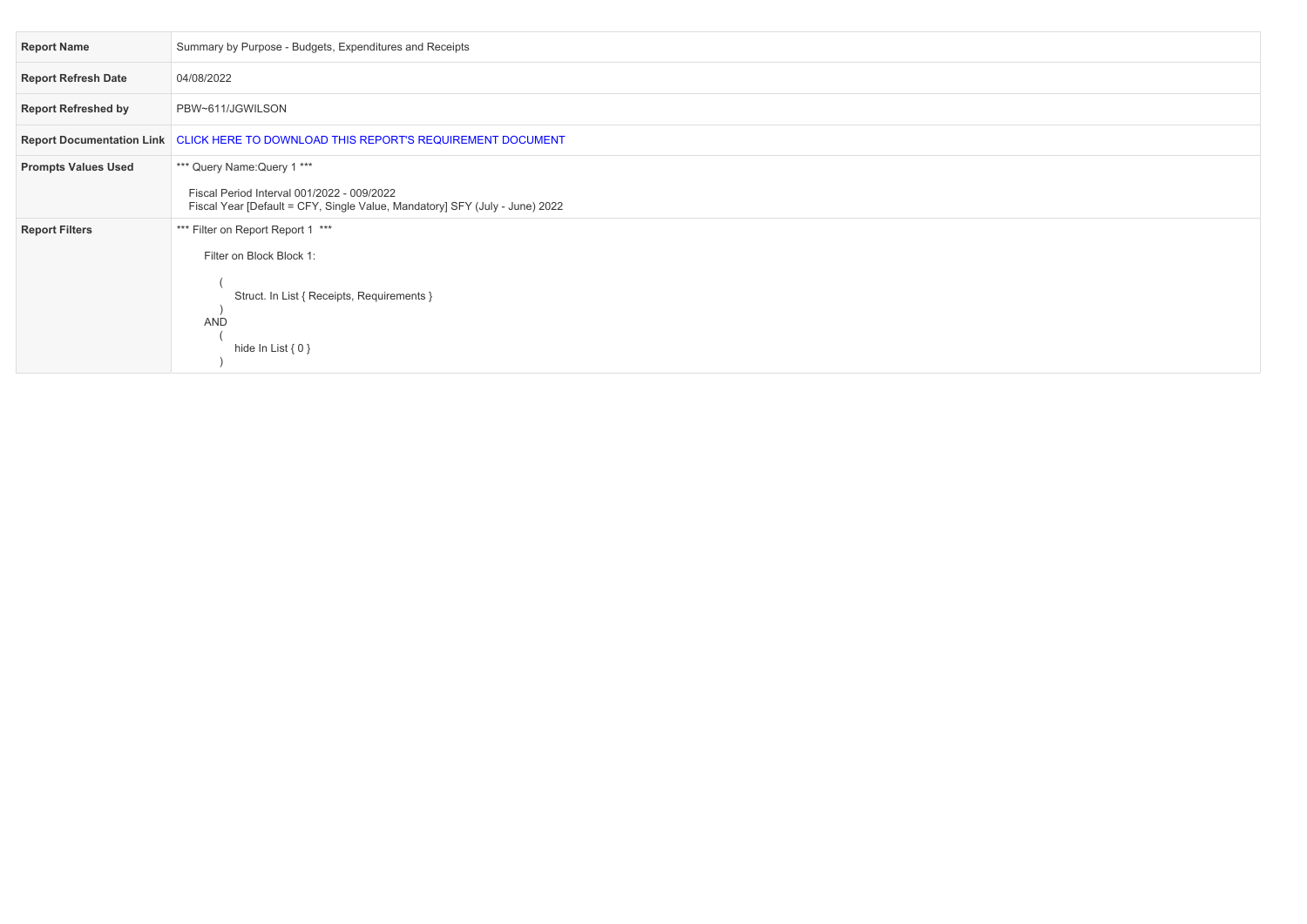| | |
|---|---|
| **Report Name** | Summary by Purpose - Budgets, Expenditures and Receipts |
| **Report Refresh Date** | 04/08/2022 |
| **Report Refreshed by** | PBW~611/JGWILSON |
| **Report Documentation Link** | CLICK HERE TO DOWNLOAD THIS REPORT'S REQUIREMENT DOCUMENT |
| **Prompts Values Used** | *** Query Name:Query 1 ***<br><br>Fiscal Period Interval 001/2022 - 009/2022<br>Fiscal Year [Default = CFY, Single Value, Mandatory] SFY (July - June) 2022 |
| **Report Filters** | *** Filter on Report Report 1 ***<br><br>Filter on Block Block 1:<br><br>(<br>Struct. In List { Receipts, Requirements }<br>)<br>AND<br>(<br>hide In List { 0 }<br>) |